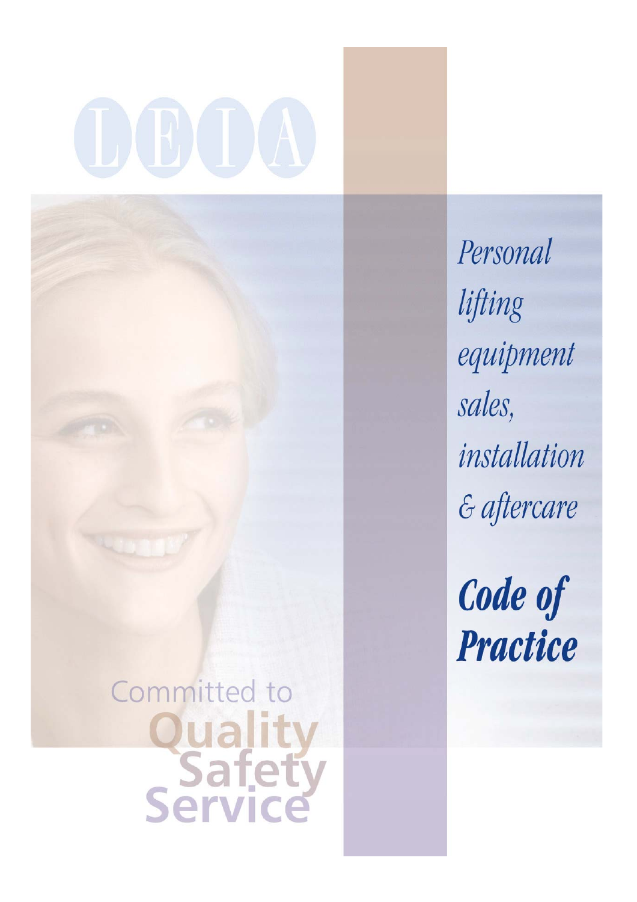# LEIA

*Personal lifting equipment sales, installation & aftercare*

# *Code of Practice*

Committed to
**Quality**
**Safety**
**Service**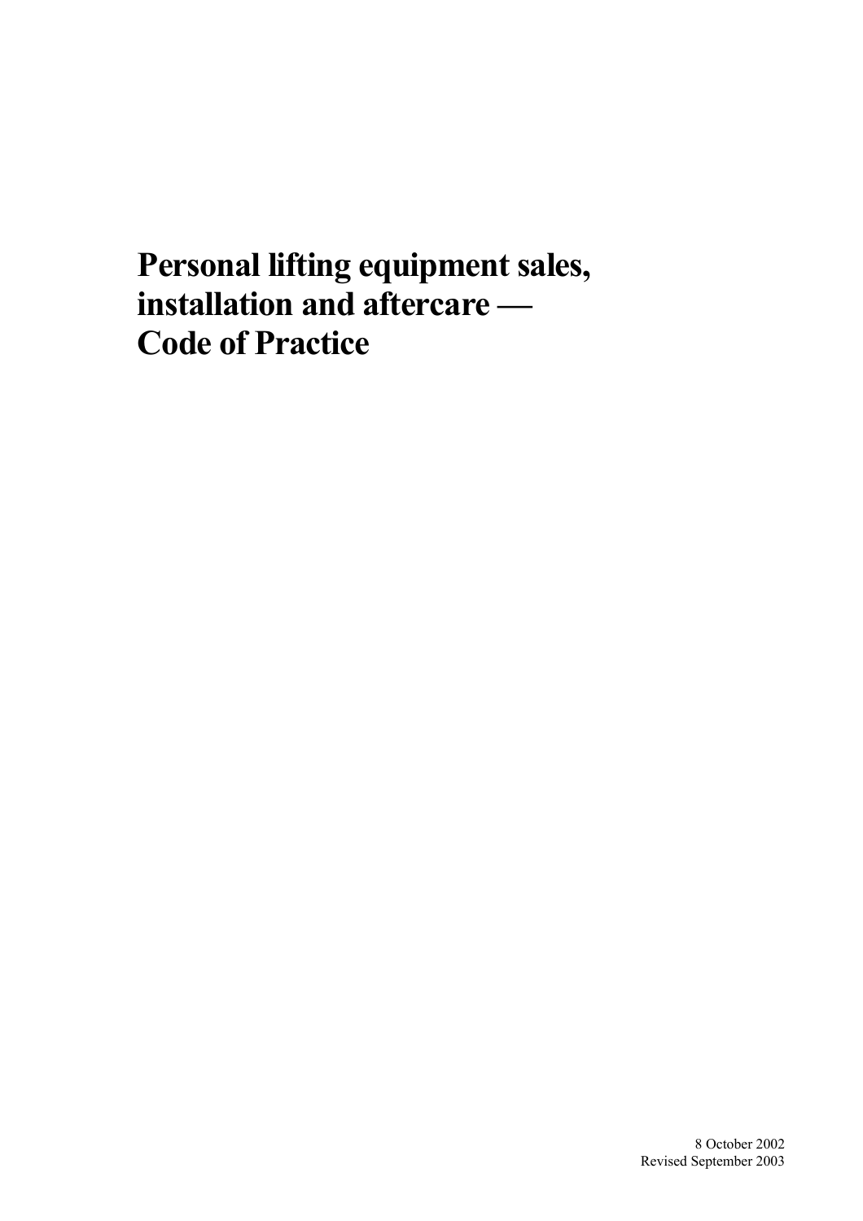# Personal lifting equipment sales, installation and aftercare — Code of Practice

8 October 2002
Revised September 2003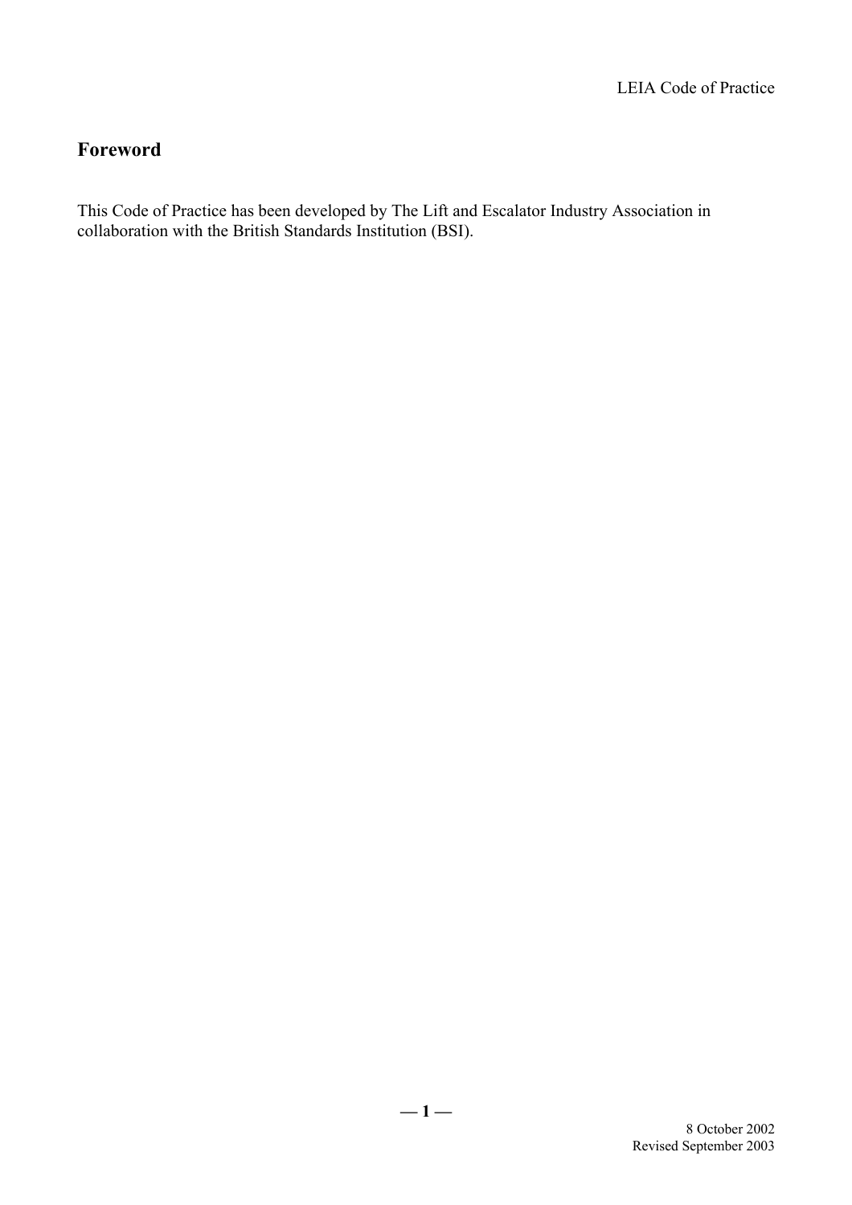## Foreword

This Code of Practice has been developed by The Lift and Escalator Industry Association in collaboration with the British Standards Institution (BSI).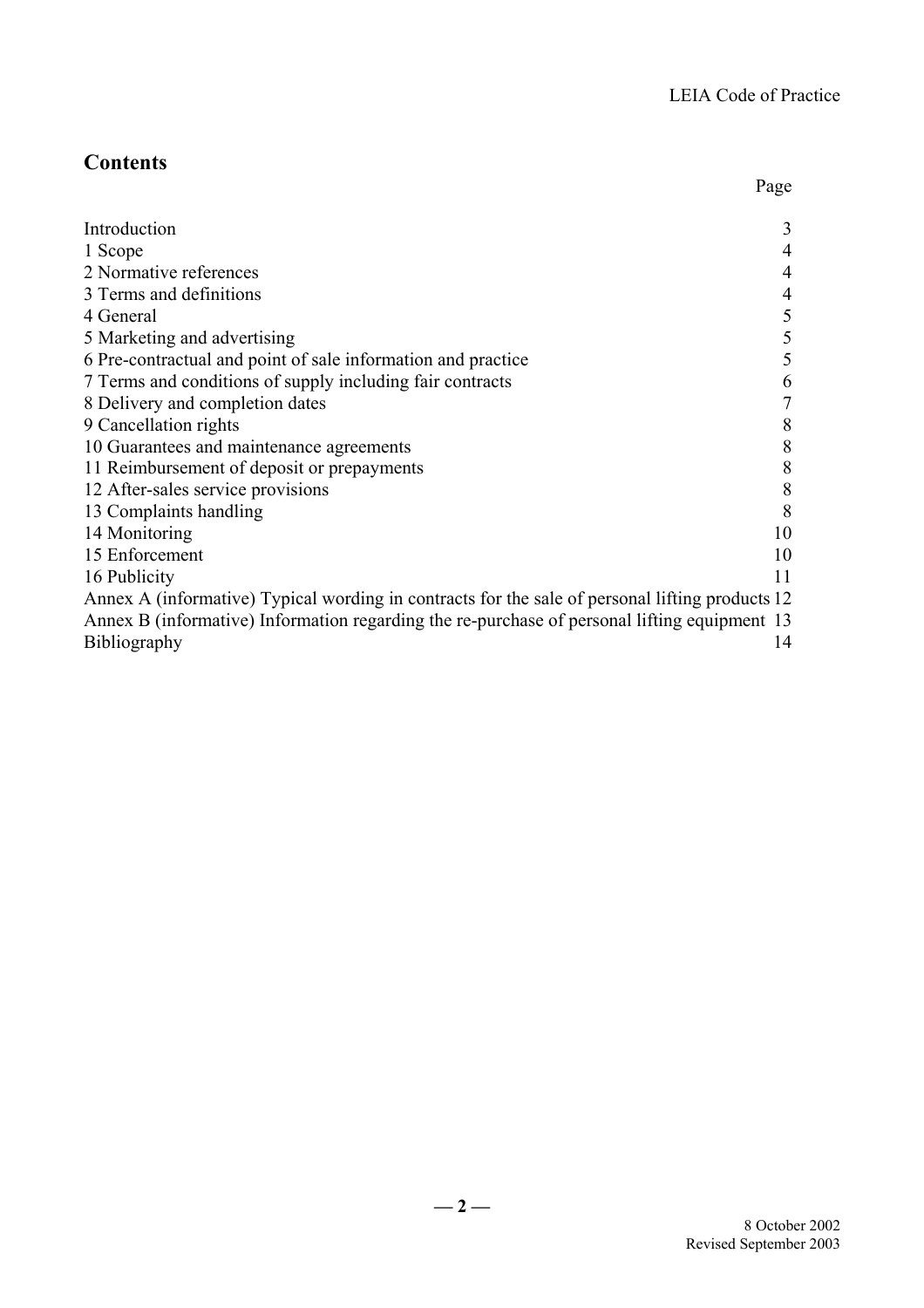## Contents

| | Page |
|---|---|
| Introduction | 3 |
| 1 Scope | 4 |
| 2 Normative references | 4 |
| 3 Terms and definitions | 4 |
| 4 General | 5 |
| 5 Marketing and advertising | 5 |
| 6 Pre-contractual and point of sale information and practice | 5 |
| 7 Terms and conditions of supply including fair contracts | 6 |
| 8 Delivery and completion dates | 7 |
| 9 Cancellation rights | 8 |
| 10 Guarantees and maintenance agreements | 8 |
| 11 Reimbursement of deposit or prepayments | 8 |
| 12 After-sales service provisions | 8 |
| 13 Complaints handling | 8 |
| 14 Monitoring | 10 |
| 15 Enforcement | 10 |
| 16 Publicity | 11 |
| Annex A (informative) Typical wording in contracts for the sale of personal lifting products | 12 |
| Annex B (informative) Information regarding the re-purchase of personal lifting equipment | 13 |
| Bibliography | 14 |

8 October 2002
Revised September 2003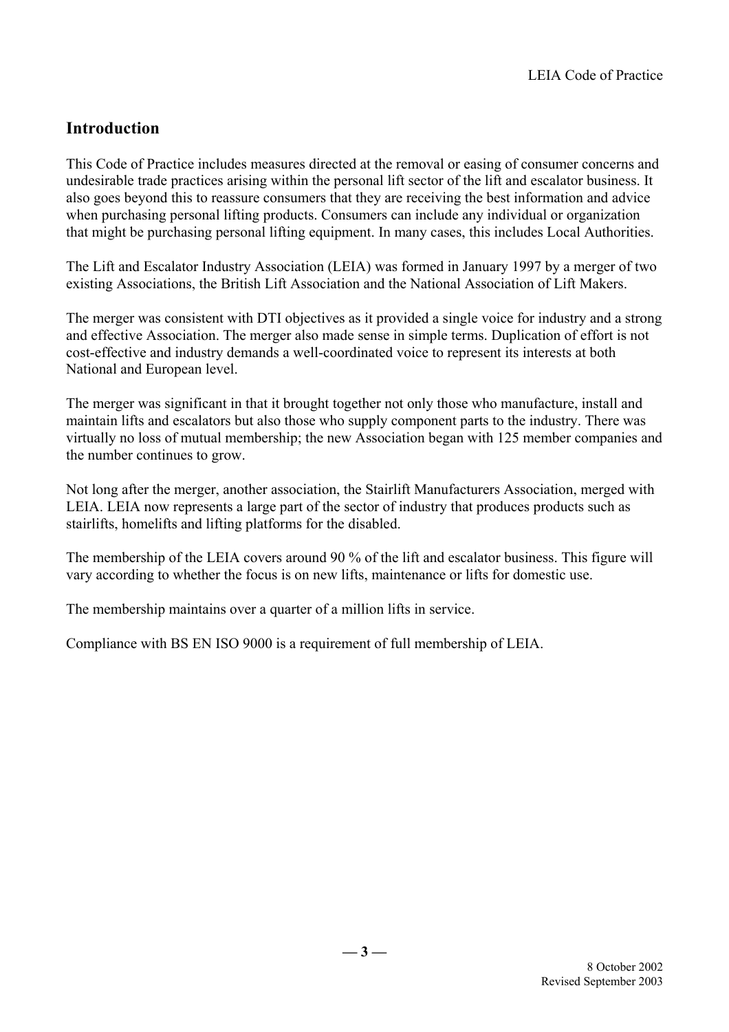## Introduction

This Code of Practice includes measures directed at the removal or easing of consumer concerns and undesirable trade practices arising within the personal lift sector of the lift and escalator business. It also goes beyond this to reassure consumers that they are receiving the best information and advice when purchasing personal lifting products. Consumers can include any individual or organization that might be purchasing personal lifting equipment. In many cases, this includes Local Authorities.

The Lift and Escalator Industry Association (LEIA) was formed in January 1997 by a merger of two existing Associations, the British Lift Association and the National Association of Lift Makers.

The merger was consistent with DTI objectives as it provided a single voice for industry and a strong and effective Association. The merger also made sense in simple terms. Duplication of effort is not cost-effective and industry demands a well-coordinated voice to represent its interests at both National and European level.

The merger was significant in that it brought together not only those who manufacture, install and maintain lifts and escalators but also those who supply component parts to the industry. There was virtually no loss of mutual membership; the new Association began with 125 member companies and the number continues to grow.

Not long after the merger, another association, the Stairlift Manufacturers Association, merged with LEIA. LEIA now represents a large part of the sector of industry that produces products such as stairlifts, homelifts and lifting platforms for the disabled.

The membership of the LEIA covers around 90 % of the lift and escalator business. This figure will vary according to whether the focus is on new lifts, maintenance or lifts for domestic use.

The membership maintains over a quarter of a million lifts in service.

Compliance with BS EN ISO 9000 is a requirement of full membership of LEIA.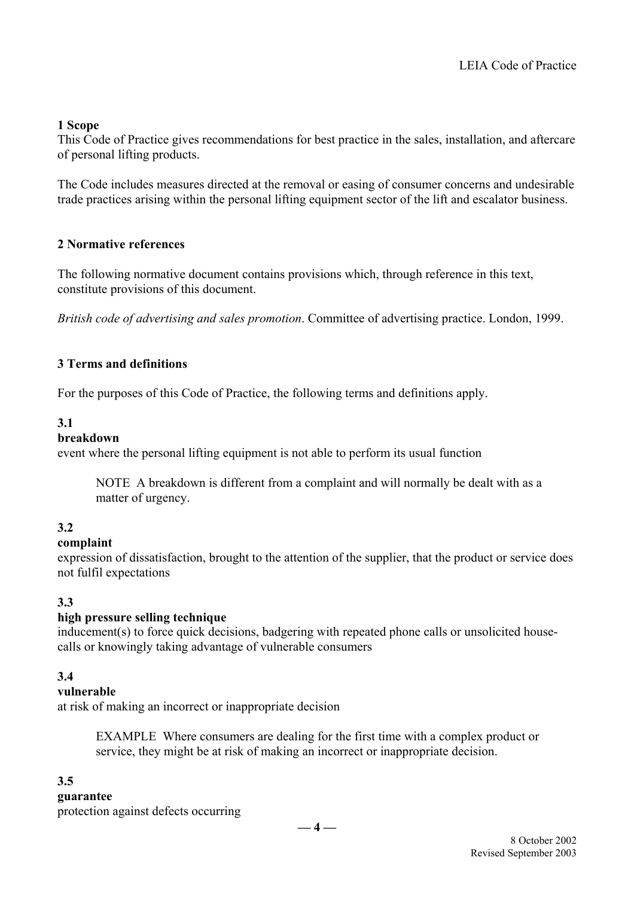## 1 Scope

This Code of Practice gives recommendations for best practice in the sales, installation, and aftercare of personal lifting products.

The Code includes measures directed at the removal or easing of consumer concerns and undesirable trade practices arising within the personal lifting equipment sector of the lift and escalator business.

## 2 Normative references

The following normative document contains provisions which, through reference in this text, constitute provisions of this document.

*British code of advertising and sales promotion*. Committee of advertising practice. London, 1999.

## 3 Terms and definitions

For the purposes of this Code of Practice, the following terms and definitions apply.

**3.1**
**breakdown**
event where the personal lifting equipment is not able to perform its usual function

> NOTE A breakdown is different from a complaint and will normally be dealt with as a matter of urgency.

**3.2**
**complaint**
expression of dissatisfaction, brought to the attention of the supplier, that the product or service does not fulfil expectations

**3.3**
**high pressure selling technique**
inducement(s) to force quick decisions, badgering with repeated phone calls or unsolicited house-calls or knowingly taking advantage of vulnerable consumers

**3.4**
**vulnerable**
at risk of making an incorrect or inappropriate decision

> EXAMPLE Where consumers are dealing for the first time with a complex product or service, they might be at risk of making an incorrect or inappropriate decision.

**3.5**
**guarantee**
protection against defects occurring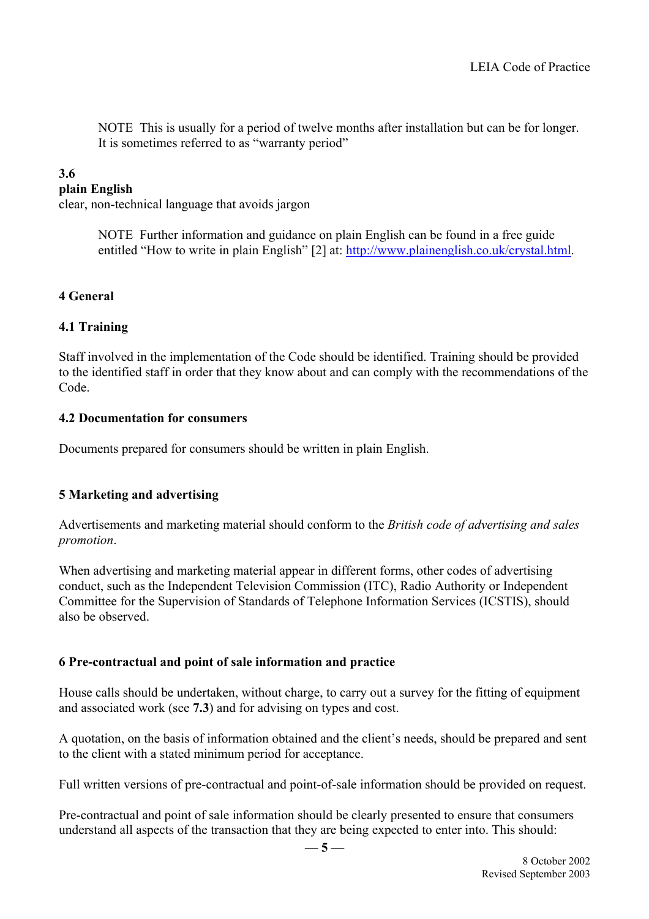NOTE This is usually for a period of twelve months after installation but can be for longer. It is sometimes referred to as "warranty period"

**3.6**
**plain English**
clear, non-technical language that avoids jargon

NOTE Further information and guidance on plain English can be found in a free guide entitled "How to write in plain English" [2] at: http://www.plainenglish.co.uk/crystal.html.

## 4 General

### 4.1 Training

Staff involved in the implementation of the Code should be identified. Training should be provided to the identified staff in order that they know about and can comply with the recommendations of the Code.

### 4.2 Documentation for consumers

Documents prepared for consumers should be written in plain English.

## 5 Marketing and advertising

Advertisements and marketing material should conform to the *British code of advertising and sales promotion*.

When advertising and marketing material appear in different forms, other codes of advertising conduct, such as the Independent Television Commission (ITC), Radio Authority or Independent Committee for the Supervision of Standards of Telephone Information Services (ICSTIS), should also be observed.

## 6 Pre-contractual and point of sale information and practice

House calls should be undertaken, without charge, to carry out a survey for the fitting of equipment and associated work (see **7.3**) and for advising on types and cost.

A quotation, on the basis of information obtained and the client's needs, should be prepared and sent to the client with a stated minimum period for acceptance.

Full written versions of pre-contractual and point-of-sale information should be provided on request.

Pre-contractual and point of sale information should be clearly presented to ensure that consumers understand all aspects of the transaction that they are being expected to enter into. This should: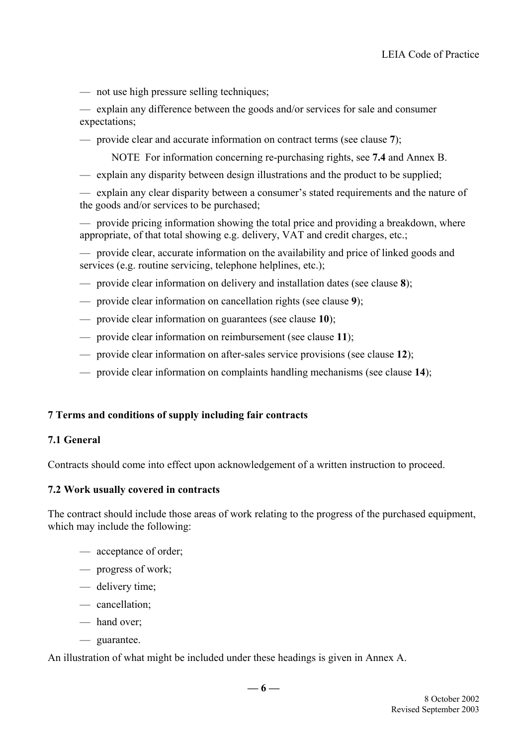- not use high pressure selling techniques;
- explain any difference between the goods and/or services for sale and consumer expectations;
- provide clear and accurate information on contract terms (see clause **7**);

  NOTE For information concerning re-purchasing rights, see **7.4** and Annex B.
- explain any disparity between design illustrations and the product to be supplied;
- explain any clear disparity between a consumer's stated requirements and the nature of the goods and/or services to be purchased;
- provide pricing information showing the total price and providing a breakdown, where appropriate, of that total showing e.g. delivery, VAT and credit charges, etc.;
- provide clear, accurate information on the availability and price of linked goods and services (e.g. routine servicing, telephone helplines, etc.);
- provide clear information on delivery and installation dates (see clause **8**);
- provide clear information on cancellation rights (see clause **9**);
- provide clear information on guarantees (see clause **10**);
- provide clear information on reimbursement (see clause **11**);
- provide clear information on after-sales service provisions (see clause **12**);
- provide clear information on complaints handling mechanisms (see clause **14**);

## 7 Terms and conditions of supply including fair contracts

### 7.1 General

Contracts should come into effect upon acknowledgement of a written instruction to proceed.

### 7.2 Work usually covered in contracts

The contract should include those areas of work relating to the progress of the purchased equipment, which may include the following:

- acceptance of order;
- progress of work;
- delivery time;
- cancellation;
- hand over;
- guarantee.

An illustration of what might be included under these headings is given in Annex A.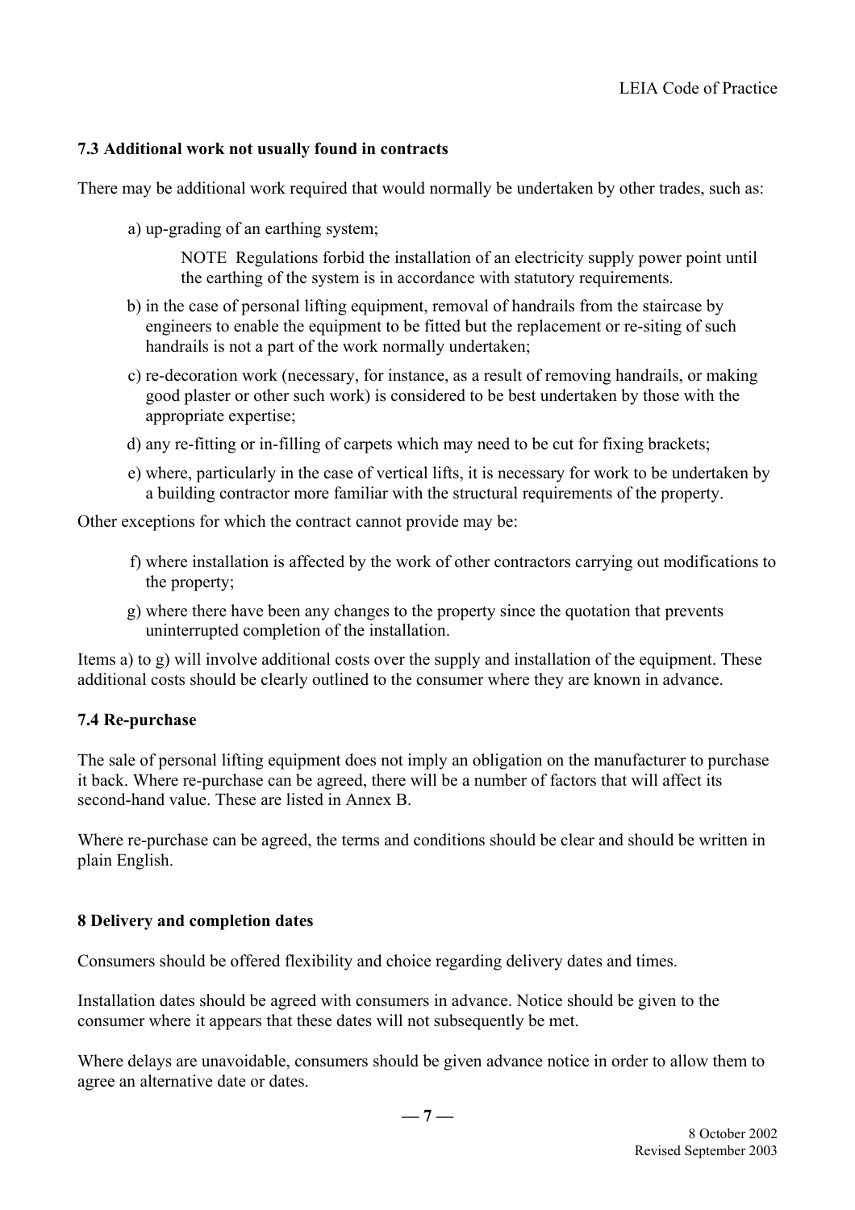### 7.3 Additional work not usually found in contracts

There may be additional work required that would normally be undertaken by other trades, such as:

a) up-grading of an earthing system;

> NOTE Regulations forbid the installation of an electricity supply power point until the earthing of the system is in accordance with statutory requirements.

b) in the case of personal lifting equipment, removal of handrails from the staircase by engineers to enable the equipment to be fitted but the replacement or re-siting of such handrails is not a part of the work normally undertaken;

c) re-decoration work (necessary, for instance, as a result of removing handrails, or making good plaster or other such work) is considered to be best undertaken by those with the appropriate expertise;

d) any re-fitting or in-filling of carpets which may need to be cut for fixing brackets;

e) where, particularly in the case of vertical lifts, it is necessary for work to be undertaken by a building contractor more familiar with the structural requirements of the property.

Other exceptions for which the contract cannot provide may be:

f) where installation is affected by the work of other contractors carrying out modifications to the property;

g) where there have been any changes to the property since the quotation that prevents uninterrupted completion of the installation.

Items a) to g) will involve additional costs over the supply and installation of the equipment. These additional costs should be clearly outlined to the consumer where they are known in advance.

### 7.4 Re-purchase

The sale of personal lifting equipment does not imply an obligation on the manufacturer to purchase it back. Where re-purchase can be agreed, there will be a number of factors that will affect its second-hand value. These are listed in Annex B.

Where re-purchase can be agreed, the terms and conditions should be clear and should be written in plain English.

## 8 Delivery and completion dates

Consumers should be offered flexibility and choice regarding delivery dates and times.

Installation dates should be agreed with consumers in advance. Notice should be given to the consumer where it appears that these dates will not subsequently be met.

Where delays are unavoidable, consumers should be given advance notice in order to allow them to agree an alternative date or dates.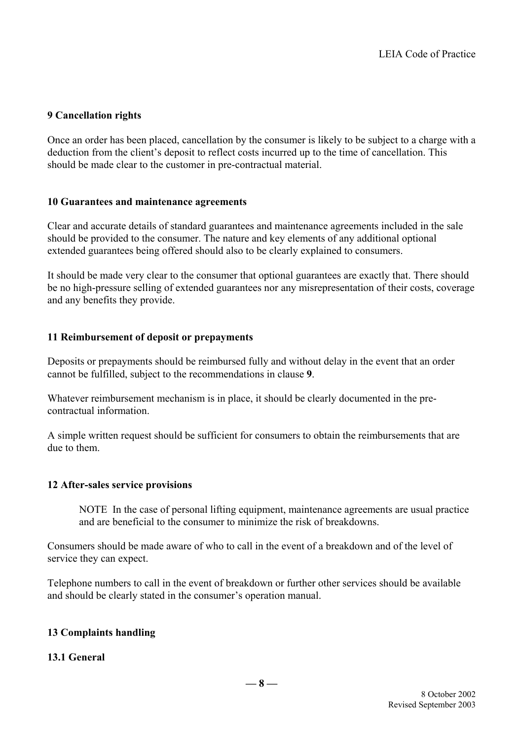## 9 Cancellation rights

Once an order has been placed, cancellation by the consumer is likely to be subject to a charge with a deduction from the client's deposit to reflect costs incurred up to the time of cancellation. This should be made clear to the customer in pre-contractual material.

## 10 Guarantees and maintenance agreements

Clear and accurate details of standard guarantees and maintenance agreements included in the sale should be provided to the consumer. The nature and key elements of any additional optional extended guarantees being offered should also to be clearly explained to consumers.

It should be made very clear to the consumer that optional guarantees are exactly that. There should be no high-pressure selling of extended guarantees nor any misrepresentation of their costs, coverage and any benefits they provide.

## 11 Reimbursement of deposit or prepayments

Deposits or prepayments should be reimbursed fully and without delay in the event that an order cannot be fulfilled, subject to the recommendations in clause **9**.

Whatever reimbursement mechanism is in place, it should be clearly documented in the pre-contractual information.

A simple written request should be sufficient for consumers to obtain the reimbursements that are due to them.

## 12 After-sales service provisions

> NOTE In the case of personal lifting equipment, maintenance agreements are usual practice and are beneficial to the consumer to minimize the risk of breakdowns.

Consumers should be made aware of who to call in the event of a breakdown and of the level of service they can expect.

Telephone numbers to call in the event of breakdown or further other services should be available and should be clearly stated in the consumer's operation manual.

## 13 Complaints handling

### 13.1 General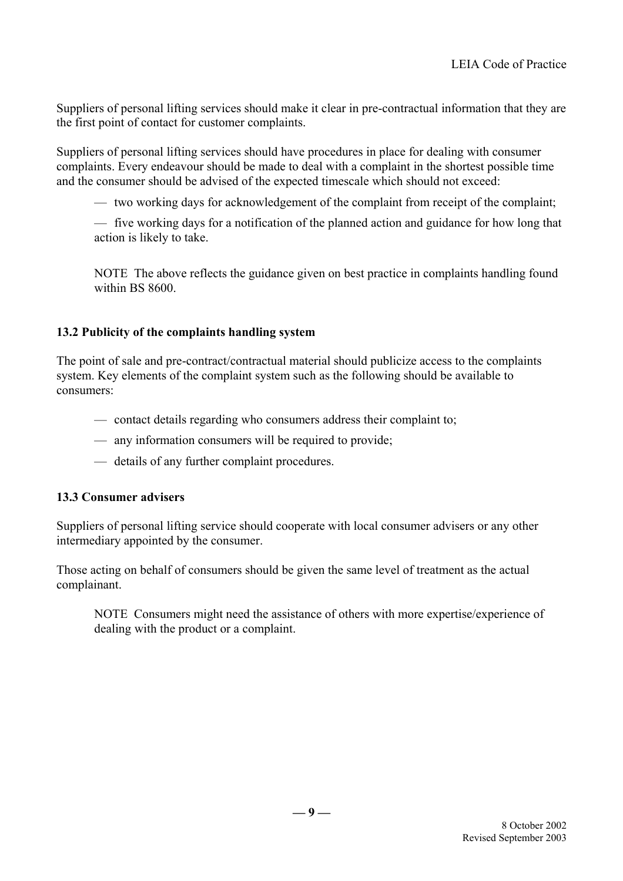Suppliers of personal lifting services should make it clear in pre-contractual information that they are the first point of contact for customer complaints.

Suppliers of personal lifting services should have procedures in place for dealing with consumer complaints. Every endeavour should be made to deal with a complaint in the shortest possible time and the consumer should be advised of the expected timescale which should not exceed:

- two working days for acknowledgement of the complaint from receipt of the complaint;
- five working days for a notification of the planned action and guidance for how long that action is likely to take.

NOTE The above reflects the guidance given on best practice in complaints handling found within BS 8600.

### 13.2 Publicity of the complaints handling system

The point of sale and pre-contract/contractual material should publicize access to the complaints system. Key elements of the complaint system such as the following should be available to consumers:

- contact details regarding who consumers address their complaint to;
- any information consumers will be required to provide;
- details of any further complaint procedures.

### 13.3 Consumer advisers

Suppliers of personal lifting service should cooperate with local consumer advisers or any other intermediary appointed by the consumer.

Those acting on behalf of consumers should be given the same level of treatment as the actual complainant.

NOTE Consumers might need the assistance of others with more expertise/experience of dealing with the product or a complaint.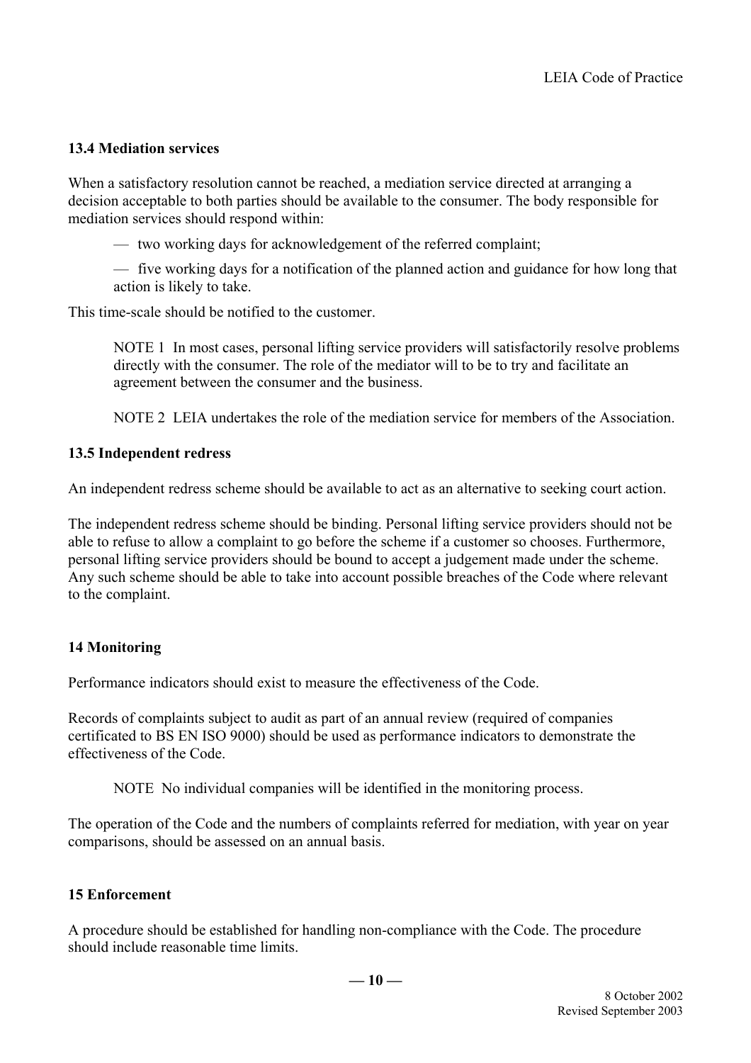### 13.4 Mediation services

When a satisfactory resolution cannot be reached, a mediation service directed at arranging a decision acceptable to both parties should be available to the consumer. The body responsible for mediation services should respond within:

— two working days for acknowledgement of the referred complaint;

— five working days for a notification of the planned action and guidance for how long that action is likely to take.

This time-scale should be notified to the customer.

NOTE 1 In most cases, personal lifting service providers will satisfactorily resolve problems directly with the consumer. The role of the mediator will to be to try and facilitate an agreement between the consumer and the business.

NOTE 2 LEIA undertakes the role of the mediation service for members of the Association.

### 13.5 Independent redress

An independent redress scheme should be available to act as an alternative to seeking court action.

The independent redress scheme should be binding. Personal lifting service providers should not be able to refuse to allow a complaint to go before the scheme if a customer so chooses. Furthermore, personal lifting service providers should be bound to accept a judgement made under the scheme. Any such scheme should be able to take into account possible breaches of the Code where relevant to the complaint.

## 14 Monitoring

Performance indicators should exist to measure the effectiveness of the Code.

Records of complaints subject to audit as part of an annual review (required of companies certificated to BS EN ISO 9000) should be used as performance indicators to demonstrate the effectiveness of the Code.

NOTE No individual companies will be identified in the monitoring process.

The operation of the Code and the numbers of complaints referred for mediation, with year on year comparisons, should be assessed on an annual basis.

## 15 Enforcement

A procedure should be established for handling non-compliance with the Code. The procedure should include reasonable time limits.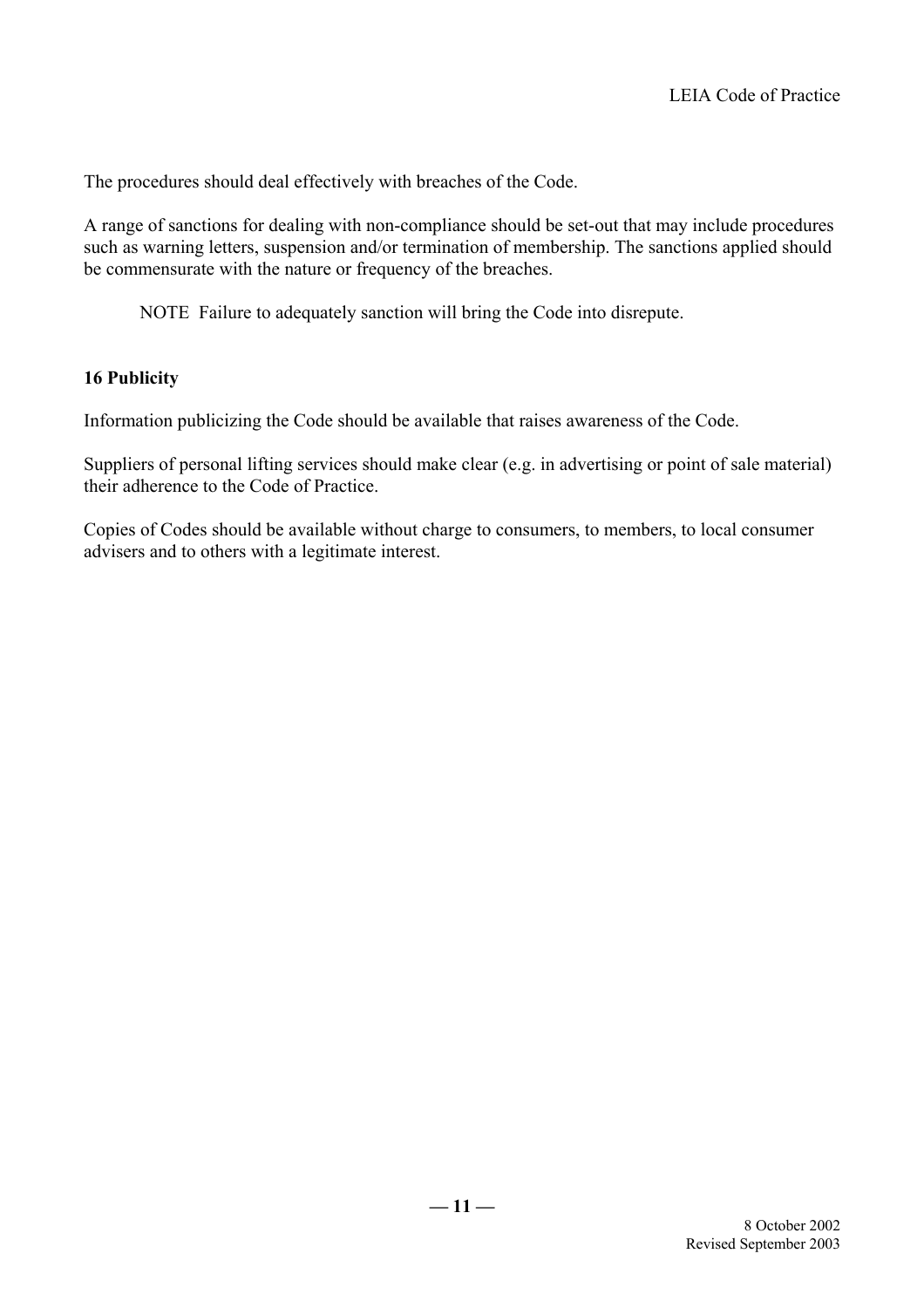The procedures should deal effectively with breaches of the Code.

A range of sanctions for dealing with non-compliance should be set-out that may include procedures such as warning letters, suspension and/or termination of membership. The sanctions applied should be commensurate with the nature or frequency of the breaches.

> NOTE Failure to adequately sanction will bring the Code into disrepute.

## 16 Publicity

Information publicizing the Code should be available that raises awareness of the Code.

Suppliers of personal lifting services should make clear (e.g. in advertising or point of sale material) their adherence to the Code of Practice.

Copies of Codes should be available without charge to consumers, to members, to local consumer advisers and to others with a legitimate interest.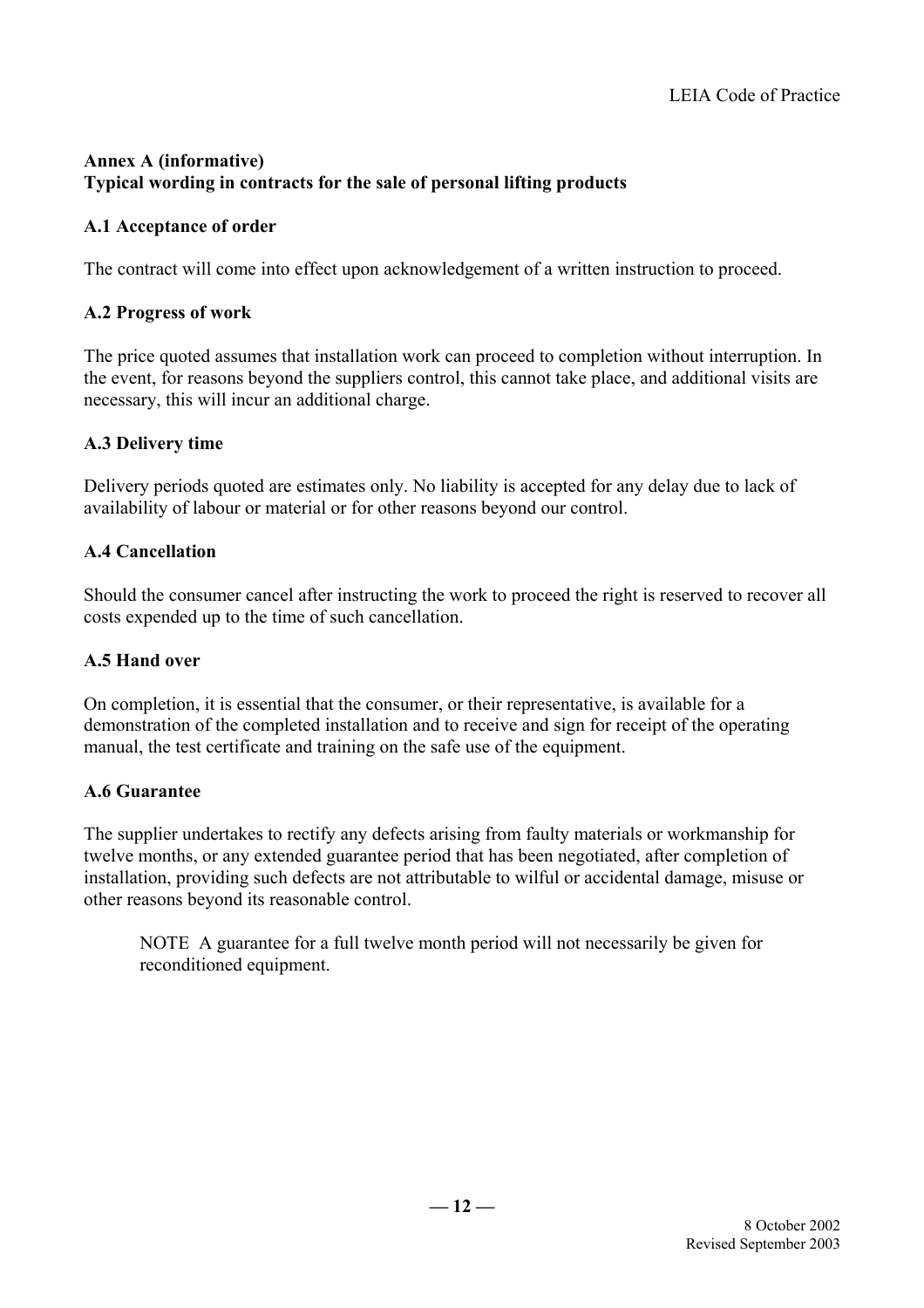## Annex A (informative)
## Typical wording in contracts for the sale of personal lifting products

### A.1 Acceptance of order

The contract will come into effect upon acknowledgement of a written instruction to proceed.

### A.2 Progress of work

The price quoted assumes that installation work can proceed to completion without interruption. In the event, for reasons beyond the suppliers control, this cannot take place, and additional visits are necessary, this will incur an additional charge.

### A.3 Delivery time

Delivery periods quoted are estimates only. No liability is accepted for any delay due to lack of availability of labour or material or for other reasons beyond our control.

### A.4 Cancellation

Should the consumer cancel after instructing the work to proceed the right is reserved to recover all costs expended up to the time of such cancellation.

### A.5 Hand over

On completion, it is essential that the consumer, or their representative, is available for a demonstration of the completed installation and to receive and sign for receipt of the operating manual, the test certificate and training on the safe use of the equipment.

### A.6 Guarantee

The supplier undertakes to rectify any defects arising from faulty materials or workmanship for twelve months, or any extended guarantee period that has been negotiated, after completion of installation, providing such defects are not attributable to wilful or accidental damage, misuse or other reasons beyond its reasonable control.

> NOTE A guarantee for a full twelve month period will not necessarily be given for reconditioned equipment.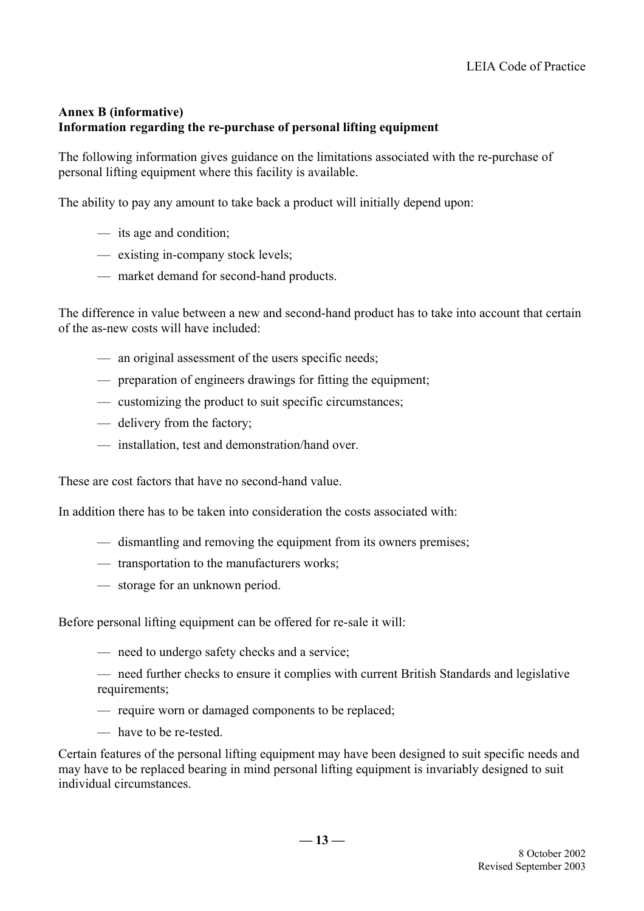## Annex B (informative)
## Information regarding the re-purchase of personal lifting equipment

The following information gives guidance on the limitations associated with the re-purchase of personal lifting equipment where this facility is available.

The ability to pay any amount to take back a product will initially depend upon:

- its age and condition;
- existing in-company stock levels;
- market demand for second-hand products.

The difference in value between a new and second-hand product has to take into account that certain of the as-new costs will have included:

- an original assessment of the users specific needs;
- preparation of engineers drawings for fitting the equipment;
- customizing the product to suit specific circumstances;
- delivery from the factory;
- installation, test and demonstration/hand over.

These are cost factors that have no second-hand value.

In addition there has to be taken into consideration the costs associated with:

- dismantling and removing the equipment from its owners premises;
- transportation to the manufacturers works;
- storage for an unknown period.

Before personal lifting equipment can be offered for re-sale it will:

- need to undergo safety checks and a service;
- need further checks to ensure it complies with current British Standards and legislative requirements;
- require worn or damaged components to be replaced;
- have to be re-tested.

Certain features of the personal lifting equipment may have been designed to suit specific needs and may have to be replaced bearing in mind personal lifting equipment is invariably designed to suit individual circumstances.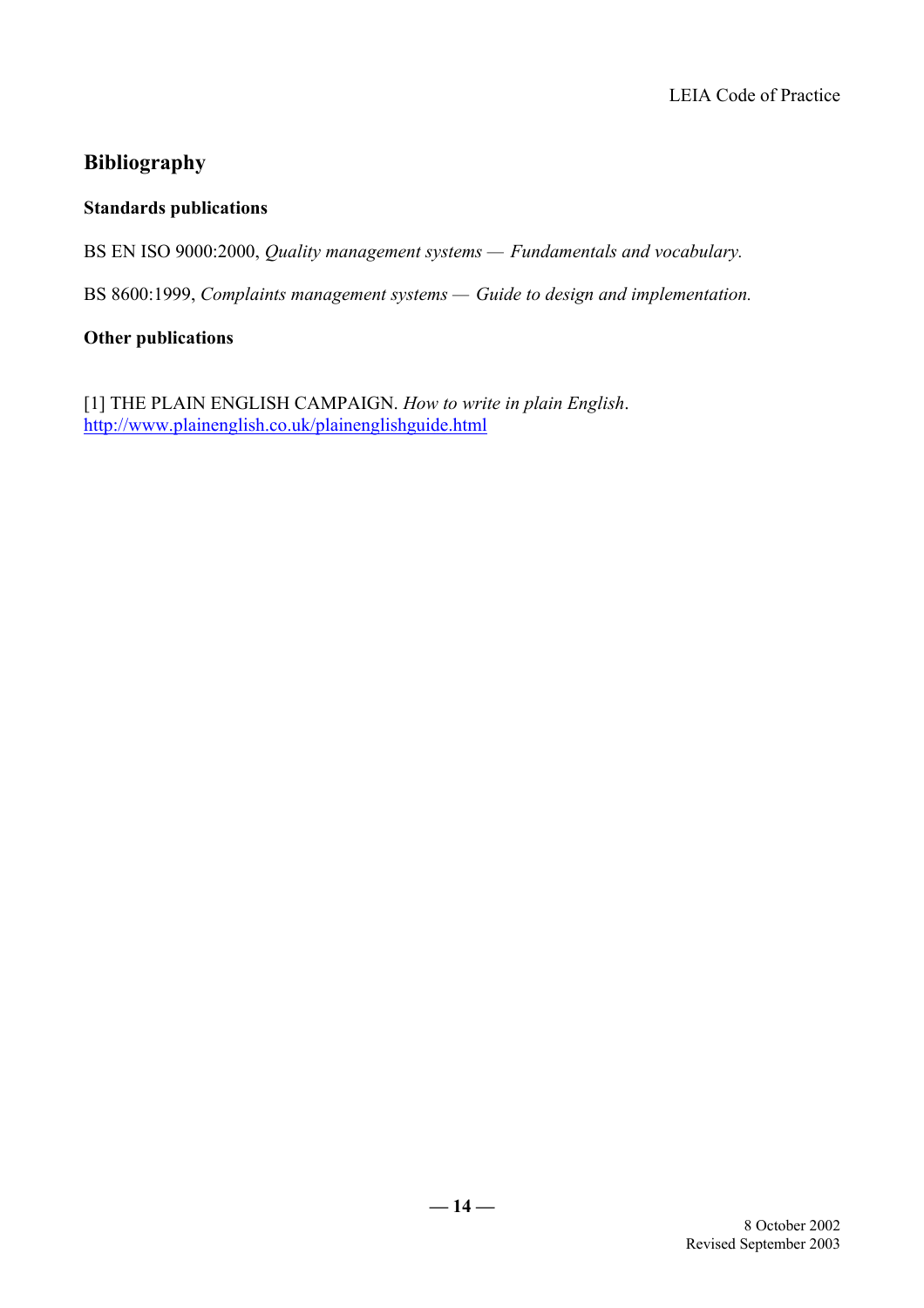## Bibliography

### Standards publications

BS EN ISO 9000:2000, *Quality management systems — Fundamentals and vocabulary.*

BS 8600:1999, *Complaints management systems — Guide to design and implementation.*

### Other publications

[1] THE PLAIN ENGLISH CAMPAIGN. *How to write in plain English*. http://www.plainenglish.co.uk/plainenglishguide.html